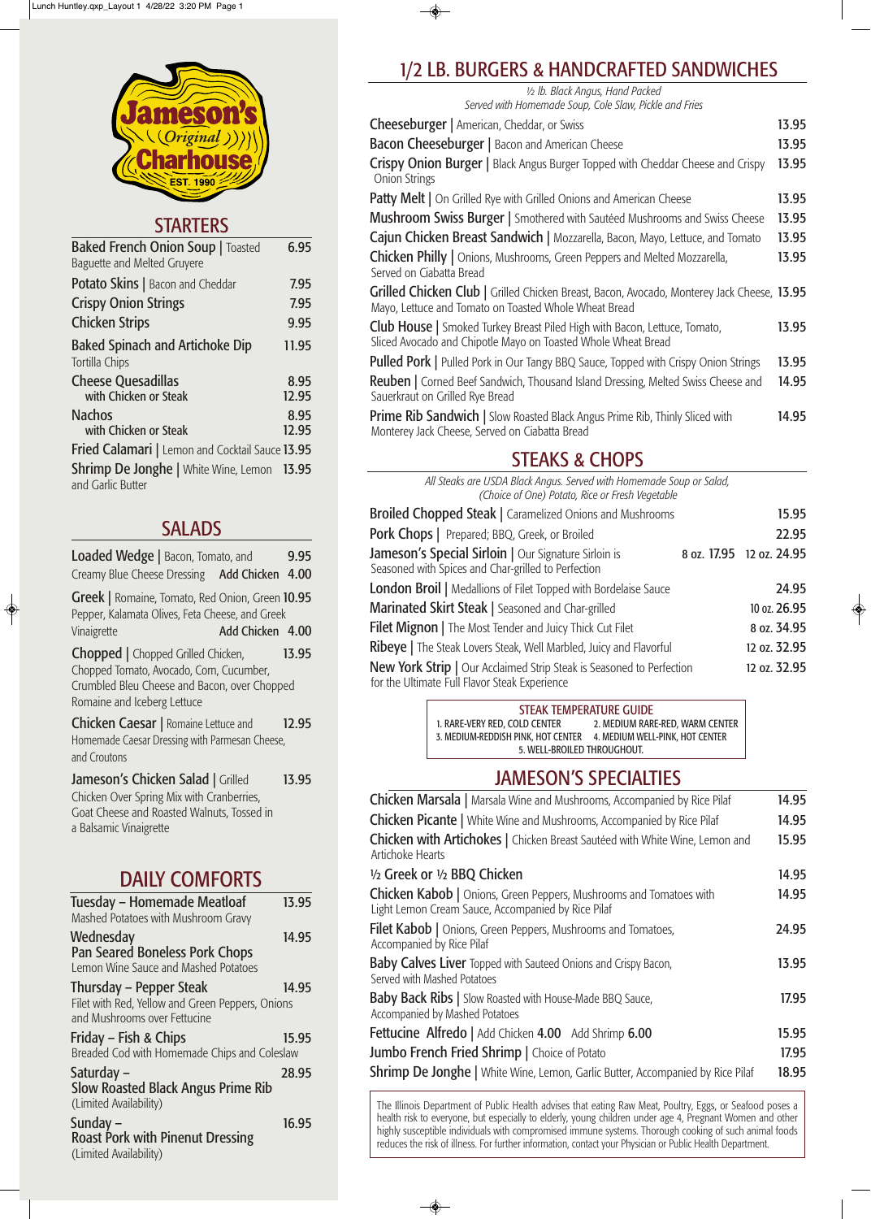# Jameson's Original Charhouse

EST. 1990

## STARTERS

| Item | Price |
|---|---|
| **Baked French Onion Soup** \| Toasted Baguette and Melted Gruyere | 6.95 |
| **Potato Skins** \| Bacon and Cheddar | 7.95 |
| **Crispy Onion Strings** | 7.95 |
| **Chicken Strips** | 9.95 |
| **Baked Spinach and Artichoke Dip** Tortilla Chips | 11.95 |
| **Cheese Quesadillas** | 8.95 |
| with Chicken or Steak | 12.95 |
| **Nachos** | 8.95 |
| with Chicken or Steak | 12.95 |
| **Fried Calamari** \| Lemon and Cocktail Sauce | 13.95 |
| **Shrimp De Jonghe** \| White Wine, Lemon and Garlic Butter | 13.95 |

## SALADS

| Item | Price |
|---|---|
| **Loaded Wedge** \| Bacon, Tomato, and Creamy Blue Cheese Dressing | 9.95 |
| Add Chicken | 4.00 |
| **Greek** \| Romaine, Tomato, Red Onion, Green Pepper, Kalamata Olives, Feta Cheese, and Greek Vinaigrette | 10.95 |
| Add Chicken | 4.00 |
| **Chopped** \| Chopped Grilled Chicken, Chopped Tomato, Avocado, Corn, Cucumber, Crumbled Bleu Cheese and Bacon, over Chopped Romaine and Iceberg Lettuce | 13.95 |
| **Chicken Caesar** \| Romaine Lettuce and Homemade Caesar Dressing with Parmesan Cheese, and Croutons | 12.95 |
| **Jameson's Chicken Salad** \| Grilled Chicken Over Spring Mix with Cranberries, Goat Cheese and Roasted Walnuts, Tossed in a Balsamic Vinaigrette | 13.95 |

## DAILY COMFORTS

| Item | Price |
|---|---|
| **Tuesday – Homemade Meatloaf** Mashed Potatoes with Mushroom Gravy | 13.95 |
| **Wednesday – Pan Seared Boneless Pork Chops** Lemon Wine Sauce and Mashed Potatoes | 14.95 |
| **Thursday – Pepper Steak** Filet with Red, Yellow and Green Peppers, Onions and Mushrooms over Fettucine | 14.95 |
| **Friday – Fish & Chips** Breaded Cod with Homemade Chips and Coleslaw | 15.95 |
| **Saturday – Slow Roasted Black Angus Prime Rib** (Limited Availability) | 28.95 |
| **Sunday – Roast Pork with Pinenut Dressing** (Limited Availability) | 16.95 |

## 1/2 LB. BURGERS & HANDCRAFTED SANDWICHES

*½ lb. Black Angus, Hand Packed*
*Served with Homemade Soup, Cole Slaw, Pickle and Fries*

| Item | Price |
|---|---|
| **Cheeseburger** \| American, Cheddar, or Swiss | 13.95 |
| **Bacon Cheeseburger** \| Bacon and American Cheese | 13.95 |
| **Crispy Onion Burger** \| Black Angus Burger Topped with Cheddar Cheese and Crispy Onion Strings | 13.95 |
| **Patty Melt** \| On Grilled Rye with Grilled Onions and American Cheese | 13.95 |
| **Mushroom Swiss Burger** \| Smothered with Sautéed Mushrooms and Swiss Cheese | 13.95 |
| **Cajun Chicken Breast Sandwich** \| Mozzarella, Bacon, Mayo, Lettuce, and Tomato | 13.95 |
| **Chicken Philly** \| Onions, Mushrooms, Green Peppers and Melted Mozzarella, Served on Ciabatta Bread | 13.95 |
| **Grilled Chicken Club** \| Grilled Chicken Breast, Bacon, Avocado, Monterey Jack Cheese, Mayo, Lettuce and Tomato on Toasted Whole Wheat Bread | 13.95 |
| **Club House** \| Smoked Turkey Breast Piled High with Bacon, Lettuce, Tomato, Sliced Avocado and Chipotle Mayo on Toasted Whole Wheat Bread | 13.95 |
| **Pulled Pork** \| Pulled Pork in Our Tangy BBQ Sauce, Topped with Crispy Onion Strings | 13.95 |
| **Reuben** \| Corned Beef Sandwich, Thousand Island Dressing, Melted Swiss Cheese and Sauerkraut on Grilled Rye Bread | 14.95 |
| **Prime Rib Sandwich** \| Slow Roasted Black Angus Prime Rib, Thinly Sliced with Monterey Jack Cheese, Served on Ciabatta Bread | 14.95 |

## STEAKS & CHOPS

*All Steaks are USDA Black Angus. Served with Homemade Soup or Salad, (Choice of One) Potato, Rice or Fresh Vegetable*

| Item | Price |
|---|---|
| **Broiled Chopped Steak** \| Caramelized Onions and Mushrooms | 15.95 |
| **Pork Chops** \| Prepared; BBQ, Greek, or Broiled | 22.95 |
| **Jameson's Special Sirloin** \| Our Signature Sirloin is Seasoned with Spices and Char-grilled to Perfection | 8 oz. 17.95 12 oz. 24.95 |
| **London Broil** \| Medallions of Filet Topped with Bordelaise Sauce | 24.95 |
| **Marinated Skirt Steak** \| Seasoned and Char-grilled | 10 oz. 26.95 |
| **Filet Mignon** \| The Most Tender and Juicy Thick Cut Filet | 8 oz. 34.95 |
| **Ribeye** \| The Steak Lovers Steak, Well Marbled, Juicy and Flavorful | 12 oz. 32.95 |
| **New York Strip** \| Our Acclaimed Strip Steak is Seasoned to Perfection for the Ultimate Full Flavor Steak Experience | 12 oz. 32.95 |

**STEAK TEMPERATURE GUIDE**
1. RARE-VERY RED, COLD CENTER
2. MEDIUM RARE-RED, WARM CENTER
3. MEDIUM-REDDISH PINK, HOT CENTER
4. MEDIUM WELL-PINK, HOT CENTER
5. WELL-BROILED THROUGHOUT.

## JAMESON'S SPECIALTIES

| Item | Price |
|---|---|
| **Chicken Marsala** \| Marsala Wine and Mushrooms, Accompanied by Rice Pilaf | 14.95 |
| **Chicken Picante** \| White Wine and Mushrooms, Accompanied by Rice Pilaf | 14.95 |
| **Chicken with Artichokes** \| Chicken Breast Sautéed with White Wine, Lemon and Artichoke Hearts | 15.95 |
| **½ Greek or ½ BBQ Chicken** | 14.95 |
| **Chicken Kabob** \| Onions, Green Peppers, Mushrooms and Tomatoes with Light Lemon Cream Sauce, Accompanied by Rice Pilaf | 14.95 |
| **Filet Kabob** \| Onions, Green Peppers, Mushrooms and Tomatoes, Accompanied by Rice Pilaf | 24.95 |
| **Baby Calves Liver** Topped with Sauteed Onions and Crispy Bacon, Served with Mashed Potatoes | 13.95 |
| **Baby Back Ribs** \| Slow Roasted with House-Made BBQ Sauce, Accompanied by Mashed Potatoes | 17.95 |
| **Fettucine Alfredo** \| Add Chicken 4.00 Add Shrimp 6.00 | 15.95 |
| **Jumbo French Fried Shrimp** \| Choice of Potato | 17.95 |
| **Shrimp De Jonghe** \| White Wine, Lemon, Garlic Butter, Accompanied by Rice Pilaf | 18.95 |

The Illinois Department of Public Health advises that eating Raw Meat, Poultry, Eggs, or Seafood poses a health risk to everyone, but especially to elderly, young children under age 4, Pregnant Women and other highly susceptible individuals with compromised immune systems. Thorough cooking of such animal foods reduces the risk of illness. For further information, contact your Physician or Public Health Department.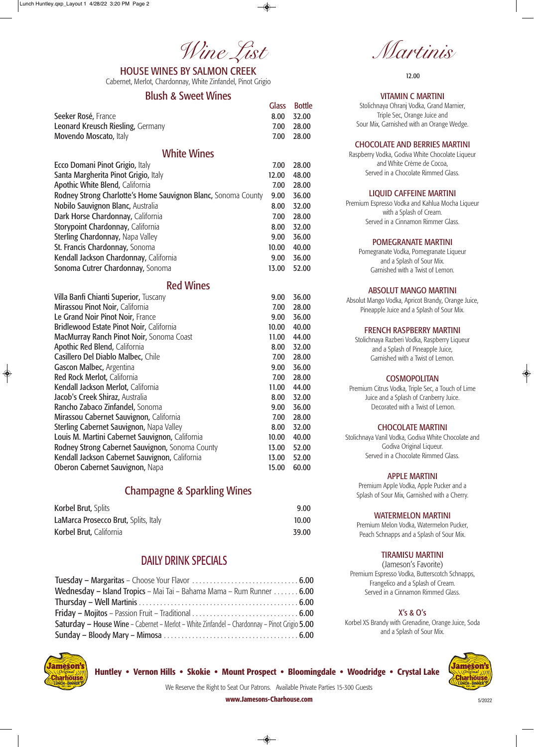# Wine List

## HOUSE WINES BY SALMON CREEK

Cabernet, Merlot, Chardonnay, White Zinfandel, Pinot Grigio

### Blush & Sweet Wines

| | Glass | Bottle |
|---|---|---|
| **Seeker Rosé**, France | 8.00 | 32.00 |
| **Leonard Kreusch Riesling**, Germany | 7.00 | 28.00 |
| **Movendo Moscato**, Italy | 7.00 | 28.00 |

### White Wines

| | Glass | Bottle |
|---|---|---|
| **Ecco Domani Pinot Grigio**, Italy | 7.00 | 28.00 |
| **Santa Margherita Pinot Grigio**, Italy | 12.00 | 48.00 |
| **Apothic White Blend**, California | 7.00 | 28.00 |
| **Rodney Strong Charlotte's Home Sauvignon Blanc**, Sonoma County | 9.00 | 36.00 |
| **Nobilo Sauvignon Blanc**, Australia | 8.00 | 32.00 |
| **Dark Horse Chardonnay**, California | 7.00 | 28.00 |
| **Storypoint Chardonnay**, California | 8.00 | 32.00 |
| **Sterling Chardonnay**, Napa Valley | 9.00 | 36.00 |
| **St. Francis Chardonnay**, Sonoma | 10.00 | 40.00 |
| **Kendall Jackson Chardonnay**, California | 9.00 | 36.00 |
| **Sonoma Cutrer Chardonnay**, Sonoma | 13.00 | 52.00 |

### Red Wines

| | Glass | Bottle |
|---|---|---|
| **Villa Banfi Chianti Superior**, Tuscany | 9.00 | 36.00 |
| **Mirassou Pinot Noir**, California | 7.00 | 28.00 |
| **Le Grand Noir Pinot Noir**, France | 9.00 | 36.00 |
| **Bridlewood Estate Pinot Noir**, California | 10.00 | 40.00 |
| **MacMurray Ranch Pinot Noir**, Sonoma Coast | 11.00 | 44.00 |
| **Apothic Red Blend**, California | 8.00 | 32.00 |
| **Casillero Del Diablo Malbec**, Chile | 7.00 | 28.00 |
| **Gascon Malbec**, Argentina | 9.00 | 36.00 |
| **Red Rock Merlot**, California | 7.00 | 28.00 |
| **Kendall Jackson Merlot**, California | 11.00 | 44.00 |
| **Jacob's Creek Shiraz**, Australia | 8.00 | 32.00 |
| **Rancho Zabaco Zinfandel**, Sonoma | 9.00 | 36.00 |
| **Mirassou Cabernet Sauvignon**, California | 7.00 | 28.00 |
| **Sterling Cabernet Sauvignon**, Napa Valley | 8.00 | 32.00 |
| **Louis M. Martini Cabernet Sauvignon**, California | 10.00 | 40.00 |
| **Rodney Strong Cabernet Sauvignon**, Sonoma County | 13.00 | 52.00 |
| **Kendall Jackson Cabernet Sauvignon**, California | 13.00 | 52.00 |
| **Oberon Cabernet Sauvignon**, Napa | 15.00 | 60.00 |

### Champagne & Sparkling Wines

| | |
|---|---|
| **Korbel Brut**, Splits | 9.00 |
| **LaMarca Prosecco Brut**, Splits, Italy | 10.00 |
| **Korbel Brut**, California | 39.00 |

## DAILY DRINK SPECIALS

- **Tuesday – Margaritas** – Choose Your Flavor .......... 6.00
- **Wednesday – Island Tropics** – Mai Tai – Bahama Mama – Rum Runner .......... 6.00
- **Thursday – Well Martinis** .......... 6.00
- **Friday – Mojitos** – Passion Fruit – Traditional .......... 6.00
- **Saturday – House Wine** – Cabernet – Merlot – White Zinfandel – Chardonnay – Pinot Grigio 5.00
- **Sunday – Bloody Mary – Mimosa** .......... 6.00

# Martinis

12.00

### VITAMIN C MARTINI

Stolichnaya Ohranj Vodka, Grand Marnier, Triple Sec, Orange Juice and Sour Mix, Garnished with an Orange Wedge.

### CHOCOLATE AND BERRIES MARTINI

Raspberry Vodka, Godiva White Chocolate Liqueur and White Crème de Cocoa, Served in a Chocolate Rimmed Glass.

### LIQUID CAFFEINE MARTINI

Premium Espresso Vodka and Kahlua Mocha Liqueur with a Splash of Cream. Served in a Cinnamon Rimmer Glass.

### POMEGRANATE MARTINI

Pomegranate Vodka, Pomegranate Liqueur and a Splash of Sour Mix. Garnished with a Twist of Lemon.

### ABSOLUT MANGO MARTINI

Absolut Mango Vodka, Apricot Brandy, Orange Juice, Pineapple Juice and a Splash of Sour Mix.

### FRENCH RASPBERRY MARTINI

Stolichnaya Razberi Vodka, Raspberry Liqueur and a Splash of Pineapple Juice, Garnished with a Twist of Lemon.

### COSMOPOLITAN

Premium Citrus Vodka, Triple Sec, a Touch of Lime Juice and a Splash of Cranberry Juice. Decorated with a Twist of Lemon.

### CHOCOLATE MARTINI

Stolichnaya Vanil Vodka, Godiva White Chocolate and Godiva Original Liqueur. Served in a Chocolate Rimmed Glass.

### APPLE MARTINI

Premium Apple Vodka, Apple Pucker and a Splash of Sour Mix, Garnished with a Cherry.

### WATERMELON MARTINI

Premium Melon Vodka, Watermelon Pucker, Peach Schnapps and a Splash of Sour Mix.

### TIRAMISU MARTINI

(Jameson's Favorite)

Premium Espresso Vodka, Butterscotch Schnapps, Frangelico and a Splash of Cream. Served in a Cinnamon Rimmed Glass.

### X's & O's

Korbel XS Brandy with Grenadine, Orange Juice, Soda and a Splash of Sour Mix.

---

**Huntley • Vernon Hills • Skokie • Mount Prospect • Bloomingdale • Woodridge • Crystal Lake**

We Reserve the Right to Seat Our Patrons. Available Private Parties 15-300 Guests

**www.Jamesons-Charhouse.com**

5/2022